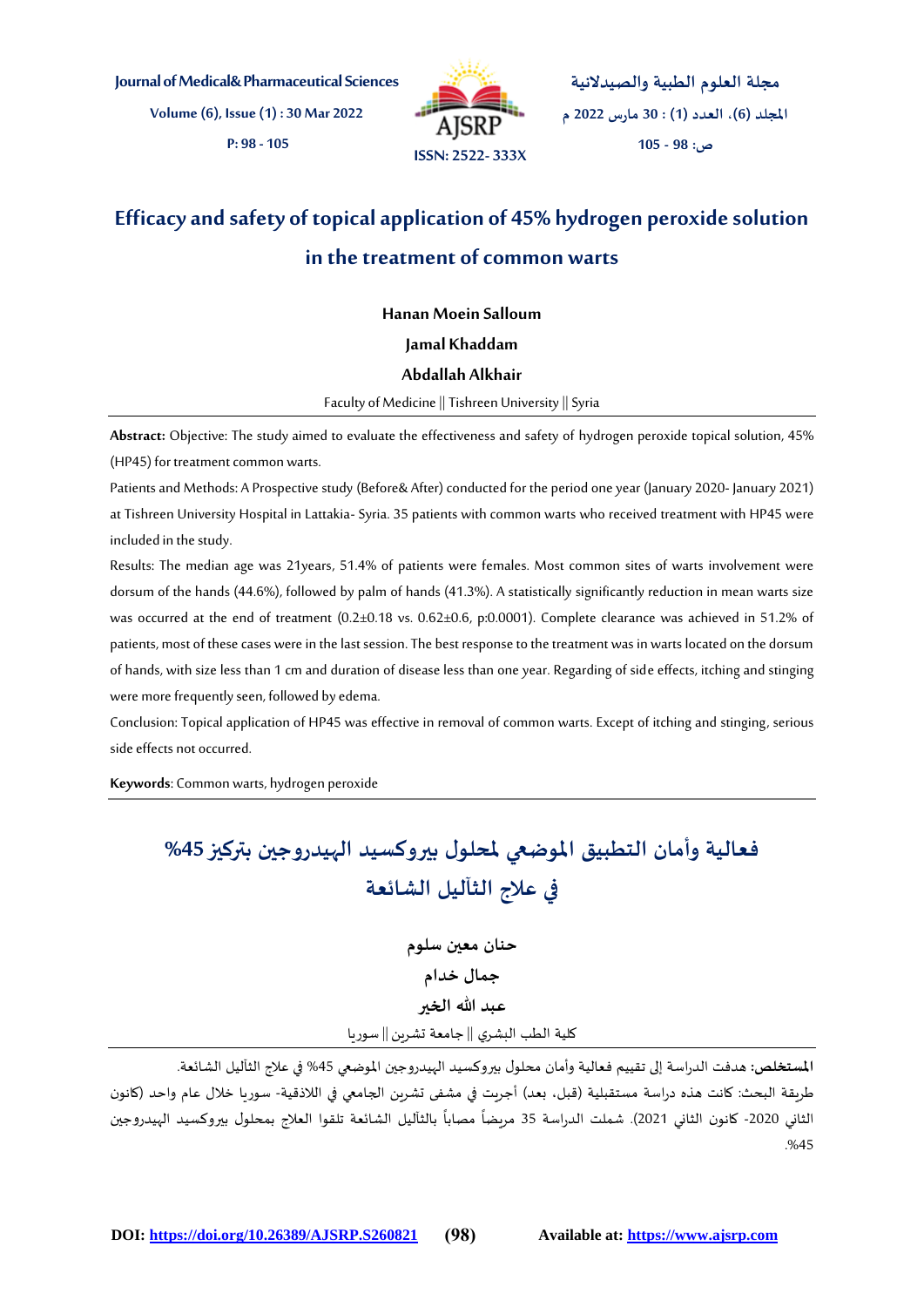# Efficacy and safety of topical application of 45% hydrogen peroxide solution in the treatment of common warts

**Hanan Moein Salloum**

**Jamal Khaddam**

**Abdallah Alkhair**

Faculty of Medicine || Tishreen University || Syria

**Abstract:** Objective: The study aimed to evaluate the effectiveness and safety of hydrogen peroxide topical solution, 45% (HP45) for treatment common warts.

Patients and Methods: A Prospective study (Before& After) conducted for the period one year (January 2020- January 2021) at Tishreen University Hospital in Lattakia- Syria. 35 patients with common warts who received treatment with HP45 were included in the study.

Results: The median age was 21years, 51.4% of patients were females. Most common sites of warts involvement were dorsum of the hands (44.6%), followed by palm of hands (41.3%). A statistically significantly reduction in mean warts size was occurred at the end of treatment (0.2±0.18 vs. 0.62±0.6, p:0.0001). Complete clearance was achieved in 51.2% of patients, most of these cases were in the last session. The best response to the treatment was in warts located on the dorsum of hands, with size less than 1 cm and duration of disease less than one year. Regarding of side effects, itching and stinging were more frequently seen, followed by edema.

Conclusion: Topical application of HP45 was effective in removal of common warts. Except of itching and stinging, serious side effects not occurred.

**Keywords**: Common warts, hydrogen peroxide

# فعالية وأمان التطبيق الموضعي لمحلول بيروكسيد الهيدروجين بتركيز 45% في علاج الثآليل الشائعة

**حنان معين سلوم**

**جمال خدام**

**عبد الله الخير**

كلية الطب البشري || جامعة تشرين || سوريا

**المستخلص:** هدفت الدراسة إلى تقييم فعالية وأمان محلول بيروكسيد الهيدروجين الموضعي 45% في علاج الثآليل الشائعة.

طريقة البحث: كانت هذه دراسة مستقبلية (قبل، بعد) أجريت في مشفى تشرين الجامعي في اللاذقية- سوريا خلال عام واحد (كانون الثاني 2020- كانون الثاني 2021). شملت الدراسة 35 مريضاً مصاباً بالثآليل الشائعة تلقوا العلاج بمحلول بيروكسيد الهيدروجين 45%.

DOI: https://doi.org/10.26389/AJSRP.S260821

Available at: https://www.ajsrp.com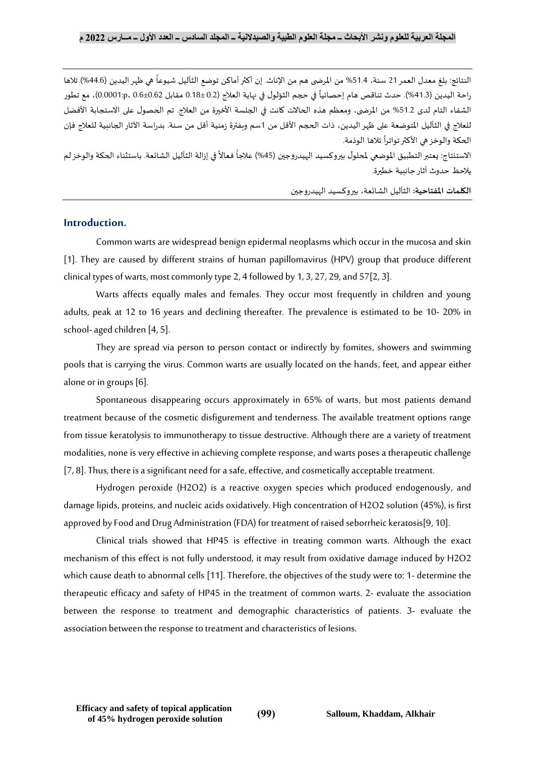النتائج: بلغ معدل العمر 21 سنة، 51.4% من المرضى هم من الإناث. إن أكثر أماكن توضع الثآليل شيوعاً هي ظهر اليدين (44.6%) تلاها راحة اليدين (41.3%). حدث تناقص هام إحصائياً في حجم الثؤلول في نهاية العلاج (0.2 ±0.18 مقابل 0.6±0.62 ،p:0.0001)، مع تطور الشفاء التام لدى 51.2% من المرضى، ومعظم هذه الحالات كانت في الجلسة الأخيرة من العلاج. تم الحصول على الاستجابة الأفضل للعلاج في الثآليل المتوضعة على ظهر اليدين، ذات الحجم الأقل من 1سم وبفترة زمنية أقل من سنة. بدراسة الآثار الجانبية للعلاج فإن الحكة والوخز هي الأكثر تواتراً تلاها الوذمة.

الاستنتاج: يعتبر التطبيق الموضعي لمحلول بيروكسيد الهيدروجين (45%) علاجاً فعالاً في إزالة الثآليل الشائعة. باستثناء الحكة والوخز لم يلاحظ حدوث آثار جانبية خطيرة.

**الكلمات المفتاحية:** الثآليل الشائعة، بيروكسيد الهيدروجين

## Introduction.

Common warts are widespread benign epidermal neoplasms which occur in the mucosa and skin [1]. They are caused by different strains of human papillomavirus (HPV) group that produce different clinical types of warts, most commonly type 2, 4 followed by 1, 3, 27, 29, and 57[2, 3].

Warts affects equally males and females. They occur most frequently in children and young adults, peak at 12 to 16 years and declining thereafter. The prevalence is estimated to be 10- 20% in school- aged children [4, 5].

They are spread via person to person contact or indirectly by fomites, showers and swimming pools that is carrying the virus. Common warts are usually located on the hands, feet, and appear either alone or in groups [6].

Spontaneous disappearing occurs approximately in 65% of warts, but most patients demand treatment because of the cosmetic disfigurement and tenderness. The available treatment options range from tissue keratolysis to immunotherapy to tissue destructive. Although there are a variety of treatment modalities, none is very effective in achieving complete response, and warts poses a therapeutic challenge [7, 8]. Thus, there is a significant need for a safe, effective, and cosmetically acceptable treatment.

Hydrogen peroxide ($H_2O_2$) is a reactive oxygen species which produced endogenously, and damage lipids, proteins, and nucleic acids oxidatively. High concentration of $H_2O_2$ solution (45%), is first approved by Food and Drug Administration (FDA) for treatment of raised seborrheic keratosis[9, 10].

Clinical trials showed that HP45 is effective in treating common warts. Although the exact mechanism of this effect is not fully understood, it may result from oxidative damage induced by $H_2O_2$ which cause death to abnormal cells [11]. Therefore, the objectives of the study were to: 1- determine the therapeutic efficacy and safety of HP45 in the treatment of common warts. 2- evaluate the association between the response to treatment and demographic characteristics of patients. 3- evaluate the association between the response to treatment and characteristics of lesions.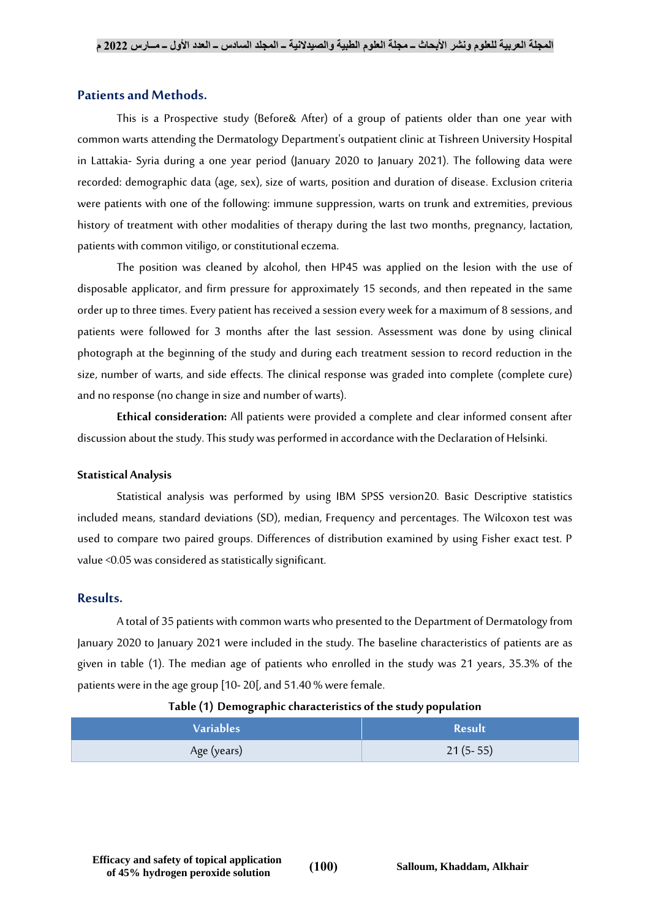## Patients and Methods.

This is a Prospective study (Before& After) of a group of patients older than one year with common warts attending the Dermatology Department's outpatient clinic at Tishreen University Hospital in Lattakia- Syria during a one year period (January 2020 to January 2021). The following data were recorded: demographic data (age, sex), size of warts, position and duration of disease. Exclusion criteria were patients with one of the following: immune suppression, warts on trunk and extremities, previous history of treatment with other modalities of therapy during the last two months, pregnancy, lactation, patients with common vitiligo, or constitutional eczema.

The position was cleaned by alcohol, then HP45 was applied on the lesion with the use of disposable applicator, and firm pressure for approximately 15 seconds, and then repeated in the same order up to three times. Every patient has received a session every week for a maximum of 8 sessions, and patients were followed for 3 months after the last session. Assessment was done by using clinical photograph at the beginning of the study and during each treatment session to record reduction in the size, number of warts, and side effects. The clinical response was graded into complete (complete cure) and no response (no change in size and number of warts).

**Ethical consideration:** All patients were provided a complete and clear informed consent after discussion about the study. This study was performed in accordance with the Declaration of Helsinki.

### Statistical Analysis

Statistical analysis was performed by using IBM SPSS version20. Basic Descriptive statistics included means, standard deviations (SD), median, Frequency and percentages. The Wilcoxon test was used to compare two paired groups. Differences of distribution examined by using Fisher exact test. P value <0.05 was considered as statistically significant.

## Results.

A total of 35 patients with common warts who presented to the Department of Dermatology from January 2020 to January 2021 were included in the study. The baseline characteristics of patients are as given in table (1). The median age of patients who enrolled in the study was 21 years, 35.3% of the patients were in the age group [10- 20[, and 51.40 % were female.

**Table (1) Demographic characteristics of the study population**

| Variables | Result |
|---|---|
| Age (years) | 21 (5- 55) |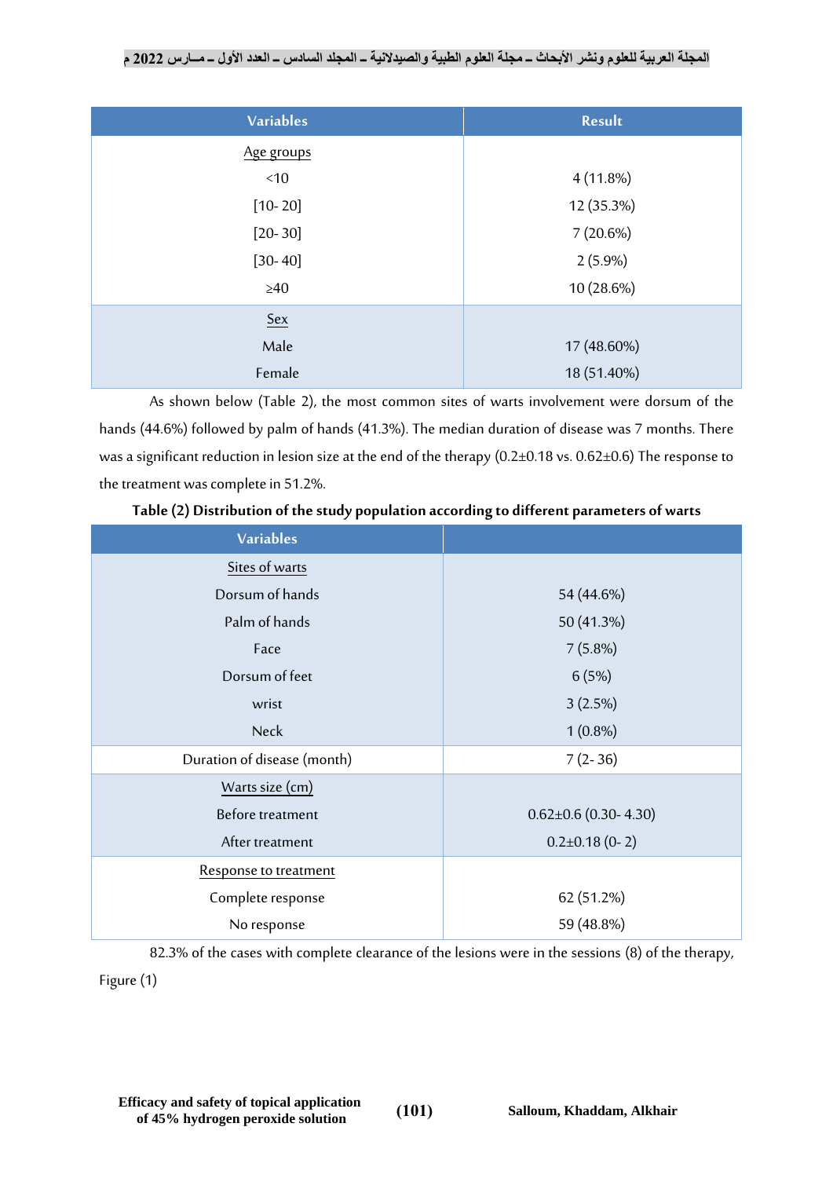| Variables | Result |
|---|---|
| Age groups | |
| <10 | 4 (11.8%) |
| [10- 20] | 12 (35.3%) |
| [20- 30] | 7 (20.6%) |
| [30- 40] | 2 (5.9%) |
| ≥40 | 10 (28.6%) |
| Sex | |
| Male | 17 (48.60%) |
| Female | 18 (51.40%) |

As shown below (Table 2), the most common sites of warts involvement were dorsum of the hands (44.6%) followed by palm of hands (41.3%). The median duration of disease was 7 months. There was a significant reduction in lesion size at the end of the therapy (0.2±0.18 vs. 0.62±0.6) The response to the treatment was complete in 51.2%.

**Table (2) Distribution of the study population according to different parameters of warts**

| Variables | |
|---|---|
| Sites of warts | |
| Dorsum of hands | 54 (44.6%) |
| Palm of hands | 50 (41.3%) |
| Face | 7 (5.8%) |
| Dorsum of feet | 6 (5%) |
| wrist | 3 (2.5%) |
| Neck | 1 (0.8%) |
| Duration of disease (month) | 7 (2- 36) |
| Warts size (cm) | |
| Before treatment | 0.62±0.6 (0.30- 4.30) |
| After treatment | 0.2±0.18 (0- 2) |
| Response to treatment | |
| Complete response | 62 (51.2%) |
| No response | 59 (48.8%) |

82.3% of the cases with complete clearance of the lesions were in the sessions (8) of the therapy, Figure (1)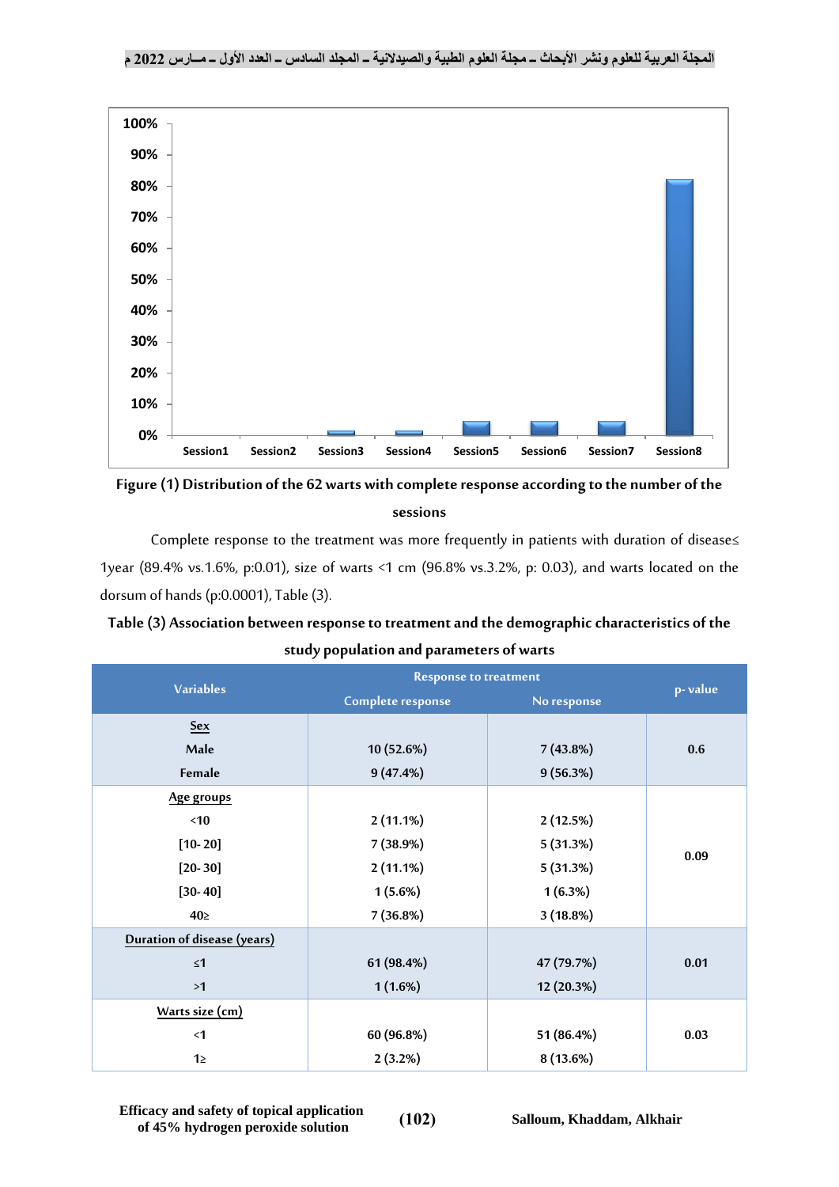Figure (1) Distribution of the 62 warts with complete response according to the number of the sessions

Complete response to the treatment was more frequently in patients with duration of disease≤ 1year (89.4% vs.1.6%, p:0.01), size of warts <1 cm (96.8% vs.3.2%, p: 0.03), and warts located on the dorsum of hands (p:0.0001), Table (3).

**Table (3) Association between response to treatment and the demographic characteristics of the study population and parameters of warts**

| Variables | Response to treatment | | p- value |
|---|---|---|---|
| | Complete response | No response | |
| **Sex** | | | 0.6 |
| Male | 10 (52.6%) | 7 (43.8%) | |
| Female | 9 (47.4%) | 9 (56.3%) | |
| **Age groups** | | | 0.09 |
| <10 | 2 (11.1%) | 2 (12.5%) | |
| [10- 20] | 7 (38.9%) | 5 (31.3%) | |
| [20- 30] | 2 (11.1%) | 5 (31.3%) | |
| [30- 40] | 1 (5.6%) | 1 (6.3%) | |
| 40≥ | 7 (36.8%) | 3 (18.8%) | |
| **Duration of disease (years)** | | | 0.01 |
| ≤1 | 61 (98.4%) | 47 (79.7%) | |
| >1 | 1 (1.6%) | 12 (20.3%) | |
| **Warts size (cm)** | | | 0.03 |
| <1 | 60 (96.8%) | 51 (86.4%) | |
| 1≥ | 2 (3.2%) | 8 (13.6%) | |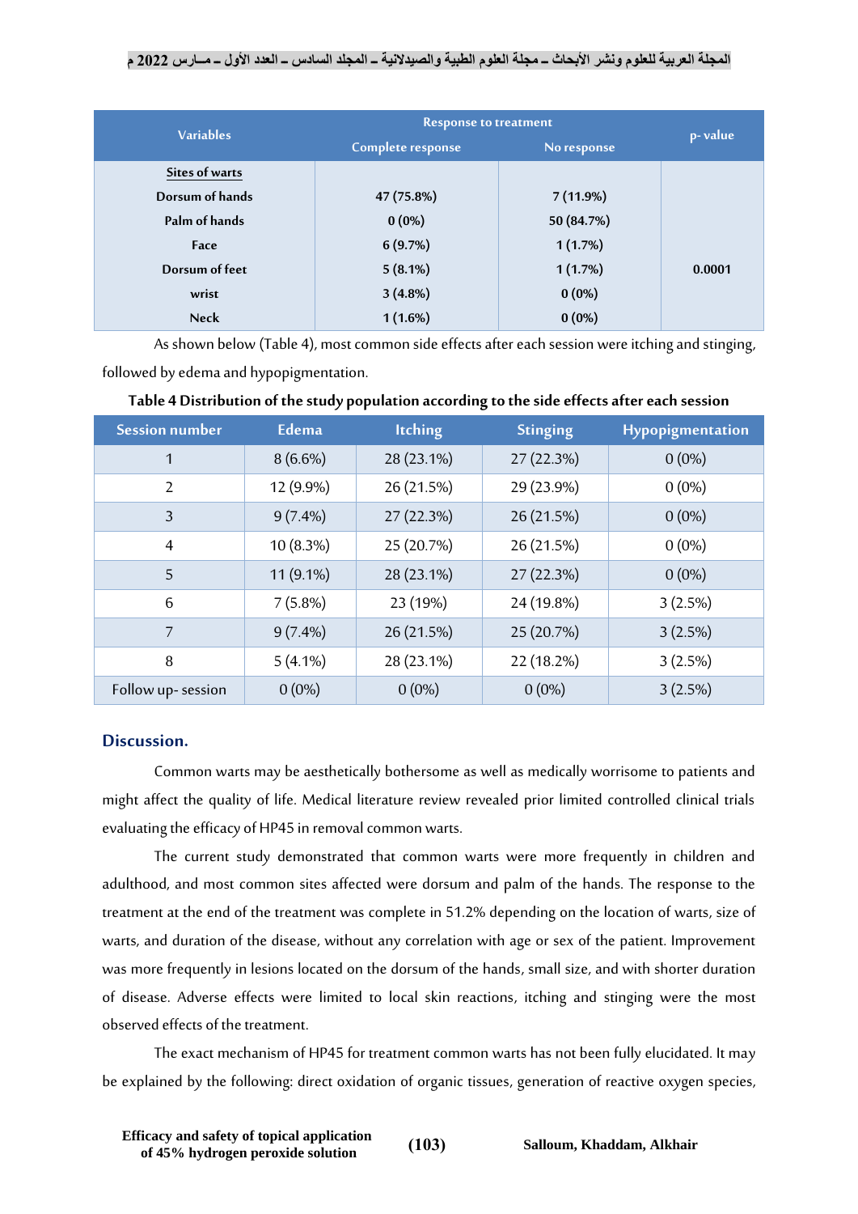| Variables | Response to treatment | | p- value |
|---|---|---|---|
| | Complete response | No response | |
| **Sites of warts** | | | |
| Dorsum of hands | 47 (75.8%) | 7 (11.9%) | |
| Palm of hands | 0 (0%) | 50 (84.7%) | |
| Face | 6 (9.7%) | 1 (1.7%) | |
| Dorsum of feet | 5 (8.1%) | 1 (1.7%) | 0.0001 |
| wrist | 3 (4.8%) | 0 (0%) | |
| Neck | 1 (1.6%) | 0 (0%) | |

As shown below (Table 4), most common side effects after each session were itching and stinging, followed by edema and hypopigmentation.

**Table 4 Distribution of the study population according to the side effects after each session**

| Session number | Edema | Itching | Stinging | Hypopigmentation |
|---|---|---|---|---|
| 1 | 8 (6.6%) | 28 (23.1%) | 27 (22.3%) | 0 (0%) |
| 2 | 12 (9.9%) | 26 (21.5%) | 29 (23.9%) | 0 (0%) |
| 3 | 9 (7.4%) | 27 (22.3%) | 26 (21.5%) | 0 (0%) |
| 4 | 10 (8.3%) | 25 (20.7%) | 26 (21.5%) | 0 (0%) |
| 5 | 11 (9.1%) | 28 (23.1%) | 27 (22.3%) | 0 (0%) |
| 6 | 7 (5.8%) | 23 (19%) | 24 (19.8%) | 3 (2.5%) |
| 7 | 9 (7.4%) | 26 (21.5%) | 25 (20.7%) | 3 (2.5%) |
| 8 | 5 (4.1%) | 28 (23.1%) | 22 (18.2%) | 3 (2.5%) |
| Follow up- session | 0 (0%) | 0 (0%) | 0 (0%) | 3 (2.5%) |

## Discussion.

Common warts may be aesthetically bothersome as well as medically worrisome to patients and might affect the quality of life. Medical literature review revealed prior limited controlled clinical trials evaluating the efficacy of HP45 in removal common warts.

The current study demonstrated that common warts were more frequently in children and adulthood, and most common sites affected were dorsum and palm of the hands. The response to the treatment at the end of the treatment was complete in 51.2% depending on the location of warts, size of warts, and duration of the disease, without any correlation with age or sex of the patient. Improvement was more frequently in lesions located on the dorsum of the hands, small size, and with shorter duration of disease. Adverse effects were limited to local skin reactions, itching and stinging were the most observed effects of the treatment.

The exact mechanism of HP45 for treatment common warts has not been fully elucidated. It may be explained by the following: direct oxidation of organic tissues, generation of reactive oxygen species,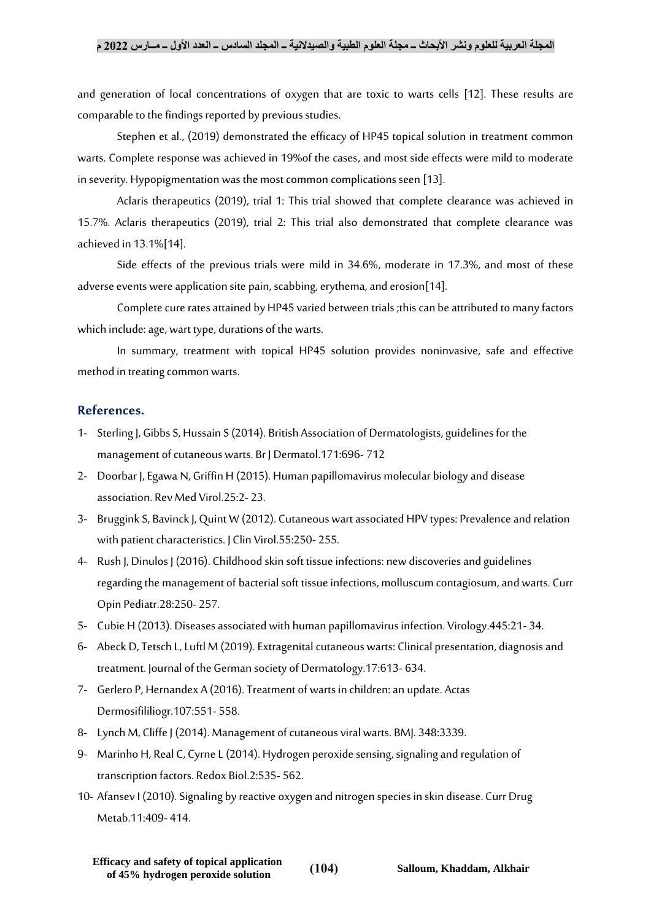and generation of local concentrations of oxygen that are toxic to warts cells [12]. These results are comparable to the findings reported by previous studies.

Stephen et al., (2019) demonstrated the efficacy of HP45 topical solution in treatment common warts. Complete response was achieved in 19%of the cases, and most side effects were mild to moderate in severity. Hypopigmentation was the most common complications seen [13].

Aclaris therapeutics (2019), trial 1: This trial showed that complete clearance was achieved in 15.7%. Aclaris therapeutics (2019), trial 2: This trial also demonstrated that complete clearance was achieved in 13.1%[14].

Side effects of the previous trials were mild in 34.6%, moderate in 17.3%, and most of these adverse events were application site pain, scabbing, erythema, and erosion[14].

Complete cure rates attained by HP45 varied between trials ;this can be attributed to many factors which include: age, wart type, durations of the warts.

In summary, treatment with topical HP45 solution provides noninvasive, safe and effective method in treating common warts.

## References.

1- Sterling J, Gibbs S, Hussain S (2014). British Association of Dermatologists, guidelines for the management of cutaneous warts. Br J Dermatol.171:696- 712

2- Doorbar J, Egawa N, Griffin H (2015). Human papillomavirus molecular biology and disease association. Rev Med Virol.25:2- 23.

3- Bruggink S, Bavinck J, Quint W (2012). Cutaneous wart associated HPV types: Prevalence and relation with patient characteristics. J Clin Virol.55:250- 255.

4- Rush J, Dinulos J (2016). Childhood skin soft tissue infections: new discoveries and guidelines regarding the management of bacterial soft tissue infections, molluscum contagiosum, and warts. Curr Opin Pediatr.28:250- 257.

5- Cubie H (2013). Diseases associated with human papillomavirus infection. Virology.445:21- 34.

6- Abeck D, Tetsch L, Luftl M (2019). Extragenital cutaneous warts: Clinical presentation, diagnosis and treatment. Journal of the German society of Dermatology.17:613- 634.

7- Gerlero P, Hernandex A (2016). Treatment of warts in children: an update. Actas Dermosifililiogr.107:551- 558.

8- Lynch M, Cliffe J (2014). Management of cutaneous viral warts. BMJ. 348:3339.

9- Marinho H, Real C, Cyrne L (2014). Hydrogen peroxide sensing, signaling and regulation of transcription factors. Redox Biol.2:535- 562.

10- Afansev I (2010). Signaling by reactive oxygen and nitrogen species in skin disease. Curr Drug Metab.11:409- 414.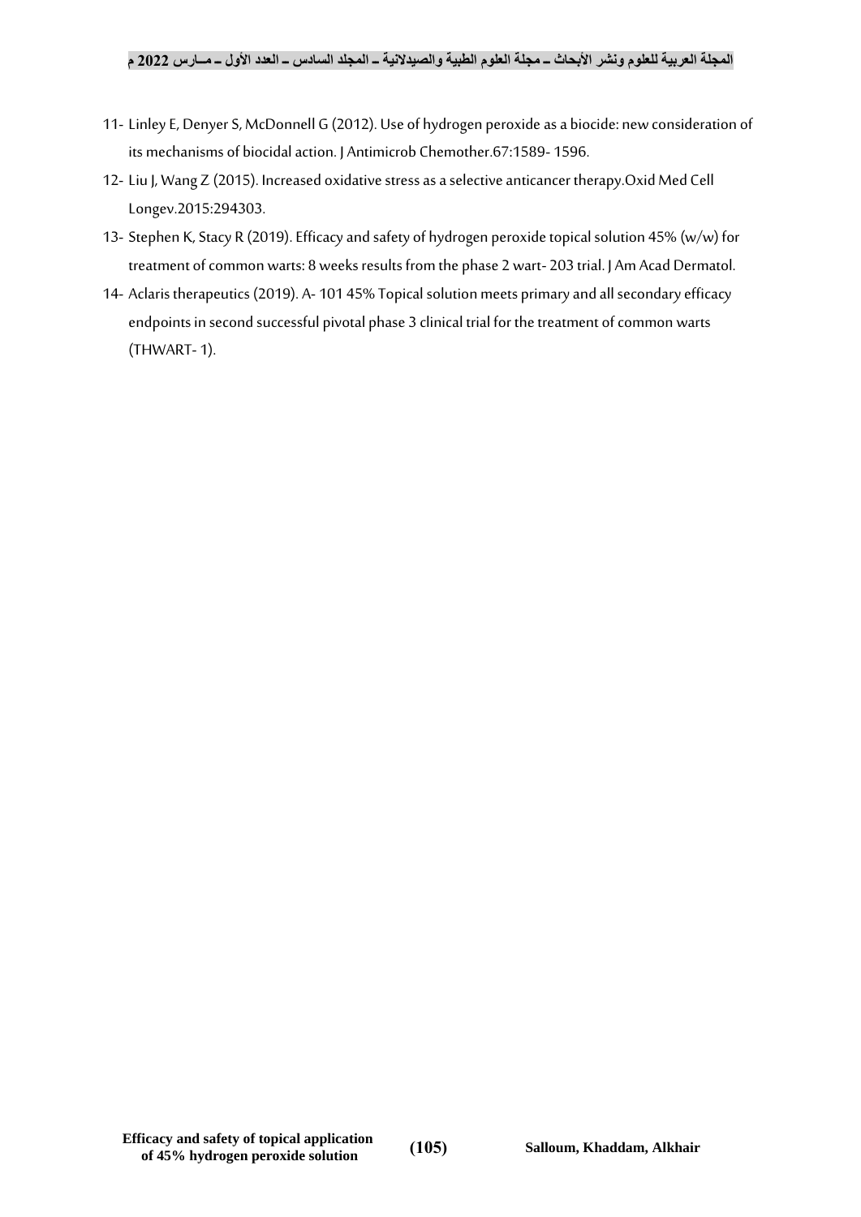11- Linley E, Denyer S, McDonnell G (2012). Use of hydrogen peroxide as a biocide: new consideration of its mechanisms of biocidal action. J Antimicrob Chemother.67:1589- 1596.

12- Liu J, Wang Z (2015). Increased oxidative stress as a selective anticancer therapy.Oxid Med Cell Longev.2015:294303.

13- Stephen K, Stacy R (2019). Efficacy and safety of hydrogen peroxide topical solution 45% (w/w) for treatment of common warts: 8 weeks results from the phase 2 wart- 203 trial. J Am Acad Dermatol.

14- Aclaris therapeutics (2019). A- 101 45% Topical solution meets primary and all secondary efficacy endpoints in second successful pivotal phase 3 clinical trial for the treatment of common warts (THWART- 1).